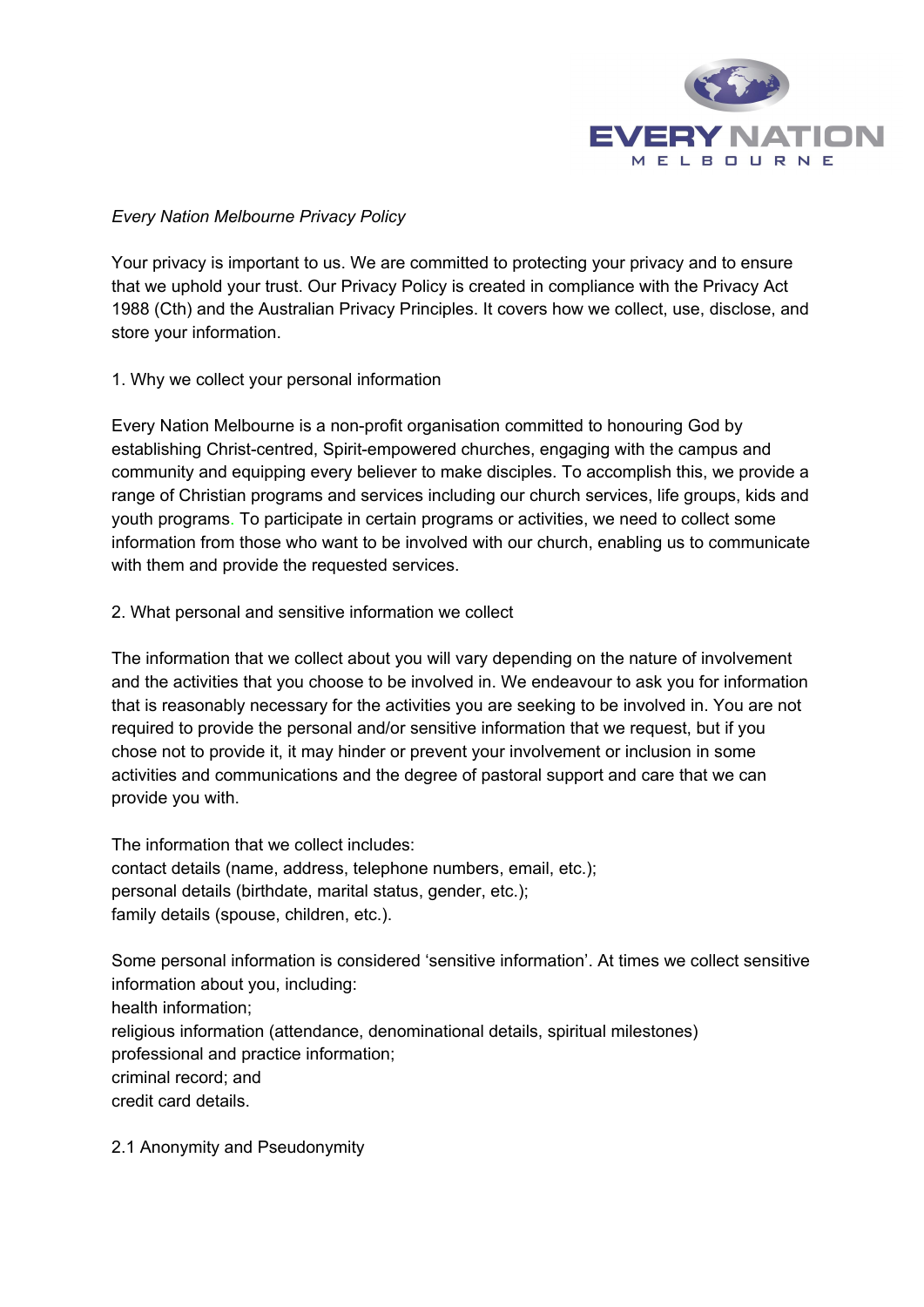*Every Nation Melbourne Privacy Policy*

Your privacy is important to us. We are committed to protecting your privacy and to ensure that we uphold your trust. Our Privacy Policy is created in compliance with the Privacy Act 1988 (Cth) and the Australian Privacy Principles. It covers how we collect, use, disclose, and store your information.

## 1. Why we collect your personal information

Every Nation Melbourne is a non-profit organisation committed to honouring God by establishing Christ-centred, Spirit-empowered churches, engaging with the campus and community and equipping every believer to make disciples. To accomplish this, we provide a range of Christian programs and services including our church services, life groups, kids and youth programs. To participate in certain programs or activities, we need to collect some information from those who want to be involved with our church, enabling us to communicate with them and provide the requested services.

## 2. What personal and sensitive information we collect

The information that we collect about you will vary depending on the nature of involvement and the activities that you choose to be involved in. We endeavour to ask you for information that is reasonably necessary for the activities you are seeking to be involved in. You are not required to provide the personal and/or sensitive information that we request, but if you chose not to provide it, it may hinder or prevent your involvement or inclusion in some activities and communications and the degree of pastoral support and care that we can provide you with.

The information that we collect includes:
contact details (name, address, telephone numbers, email, etc.);
personal details (birthdate, marital status, gender, etc.);
family details (spouse, children, etc.).

Some personal information is considered 'sensitive information'. At times we collect sensitive information about you, including:
health information;
religious information (attendance, denominational details, spiritual milestones)
professional and practice information;
criminal record; and
credit card details.

### 2.1 Anonymity and Pseudonymity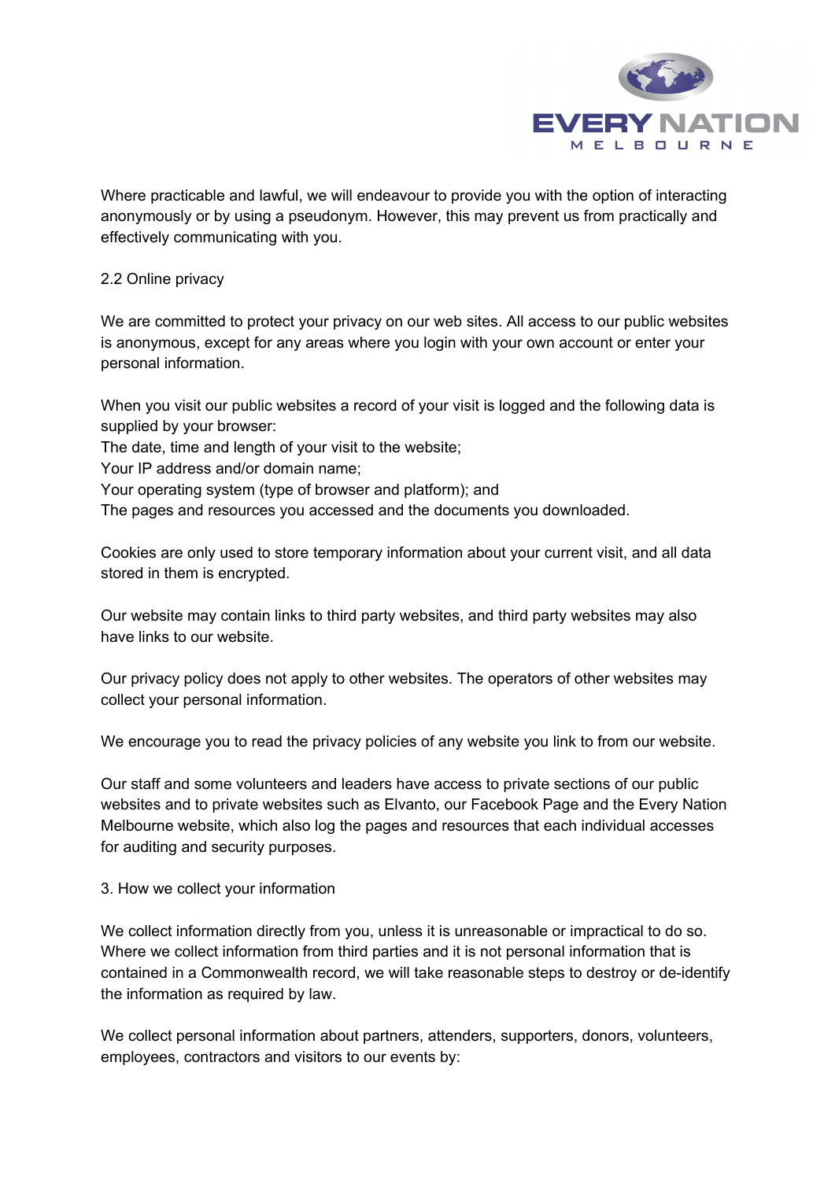Where practicable and lawful, we will endeavour to provide you with the option of interacting anonymously or by using a pseudonym. However, this may prevent us from practically and effectively communicating with you.

## 2.2 Online privacy

We are committed to protect your privacy on our web sites. All access to our public websites is anonymous, except for any areas where you login with your own account or enter your personal information.

When you visit our public websites a record of your visit is logged and the following data is supplied by your browser:
The date, time and length of your visit to the website;
Your IP address and/or domain name;
Your operating system (type of browser and platform); and
The pages and resources you accessed and the documents you downloaded.

Cookies are only used to store temporary information about your current visit, and all data stored in them is encrypted.

Our website may contain links to third party websites, and third party websites may also have links to our website.

Our privacy policy does not apply to other websites. The operators of other websites may collect your personal information.

We encourage you to read the privacy policies of any website you link to from our website.

Our staff and some volunteers and leaders have access to private sections of our public websites and to private websites such as Elvanto, our Facebook Page and the Every Nation Melbourne website, which also log the pages and resources that each individual accesses for auditing and security purposes.

## 3. How we collect your information

We collect information directly from you, unless it is unreasonable or impractical to do so. Where we collect information from third parties and it is not personal information that is contained in a Commonwealth record, we will take reasonable steps to destroy or de-identify the information as required by law.

We collect personal information about partners, attenders, supporters, donors, volunteers, employees, contractors and visitors to our events by: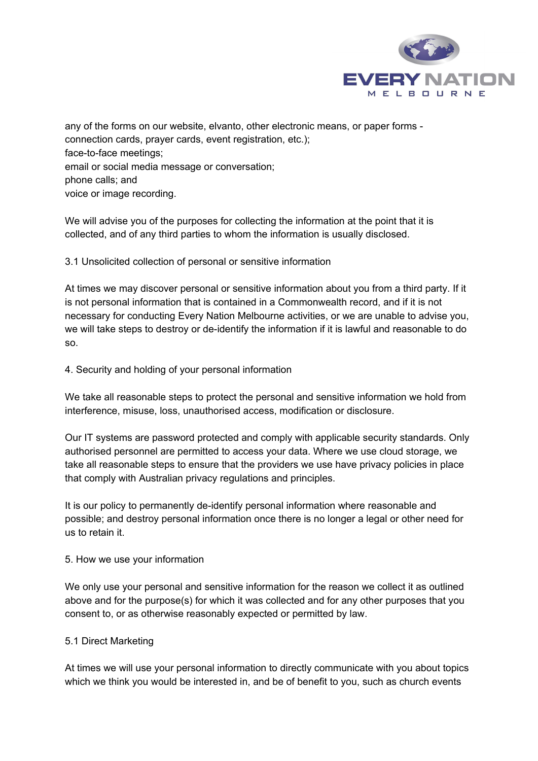any of the forms on our website, elvanto, other electronic means, or paper forms - connection cards, prayer cards, event registration, etc.);
face-to-face meetings;
email or social media message or conversation;
phone calls; and
voice or image recording.

We will advise you of the purposes for collecting the information at the point that it is collected, and of any third parties to whom the information is usually disclosed.

### 3.1 Unsolicited collection of personal or sensitive information

At times we may discover personal or sensitive information about you from a third party. If it is not personal information that is contained in a Commonwealth record, and if it is not necessary for conducting Every Nation Melbourne activities, or we are unable to advise you, we will take steps to destroy or de-identify the information if it is lawful and reasonable to do so.

## 4. Security and holding of your personal information

We take all reasonable steps to protect the personal and sensitive information we hold from interference, misuse, loss, unauthorised access, modification or disclosure.

Our IT systems are password protected and comply with applicable security standards. Only authorised personnel are permitted to access your data. Where we use cloud storage, we take all reasonable steps to ensure that the providers we use have privacy policies in place that comply with Australian privacy regulations and principles.

It is our policy to permanently de-identify personal information where reasonable and possible; and destroy personal information once there is no longer a legal or other need for us to retain it.

## 5. How we use your information

We only use your personal and sensitive information for the reason we collect it as outlined above and for the purpose(s) for which it was collected and for any other purposes that you consent to, or as otherwise reasonably expected or permitted by law.

### 5.1 Direct Marketing

At times we will use your personal information to directly communicate with you about topics which we think you would be interested in, and be of benefit to you, such as church events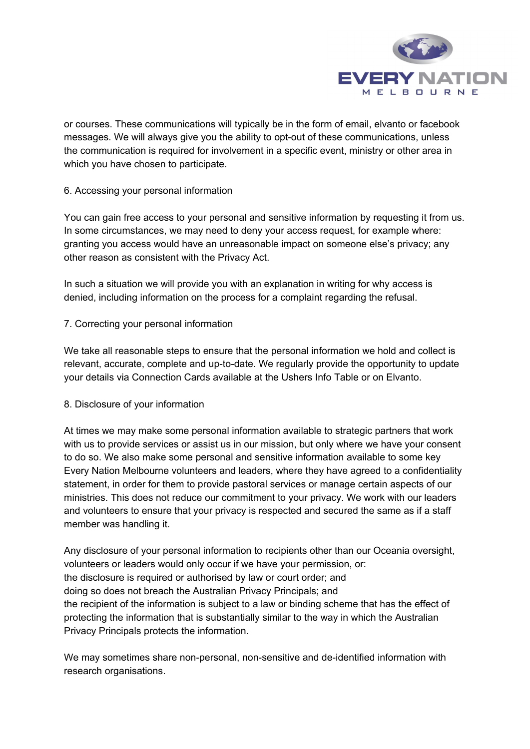or courses. These communications will typically be in the form of email, elvanto or facebook messages. We will always give you the ability to opt-out of these communications, unless the communication is required for involvement in a specific event, ministry or other area in which you have chosen to participate.

## 6. Accessing your personal information

You can gain free access to your personal and sensitive information by requesting it from us. In some circumstances, we may need to deny your access request, for example where: granting you access would have an unreasonable impact on someone else's privacy; any other reason as consistent with the Privacy Act.

In such a situation we will provide you with an explanation in writing for why access is denied, including information on the process for a complaint regarding the refusal.

## 7. Correcting your personal information

We take all reasonable steps to ensure that the personal information we hold and collect is relevant, accurate, complete and up-to-date. We regularly provide the opportunity to update your details via Connection Cards available at the Ushers Info Table or on Elvanto.

## 8. Disclosure of your information

At times we may make some personal information available to strategic partners that work with us to provide services or assist us in our mission, but only where we have your consent to do so. We also make some personal and sensitive information available to some key Every Nation Melbourne volunteers and leaders, where they have agreed to a confidentiality statement, in order for them to provide pastoral services or manage certain aspects of our ministries. This does not reduce our commitment to your privacy. We work with our leaders and volunteers to ensure that your privacy is respected and secured the same as if a staff member was handling it.

Any disclosure of your personal information to recipients other than our Oceania oversight, volunteers or leaders would only occur if we have your permission, or:
the disclosure is required or authorised by law or court order; and
doing so does not breach the Australian Privacy Principals; and
the recipient of the information is subject to a law or binding scheme that has the effect of protecting the information that is substantially similar to the way in which the Australian Privacy Principals protects the information.

We may sometimes share non-personal, non-sensitive and de-identified information with research organisations.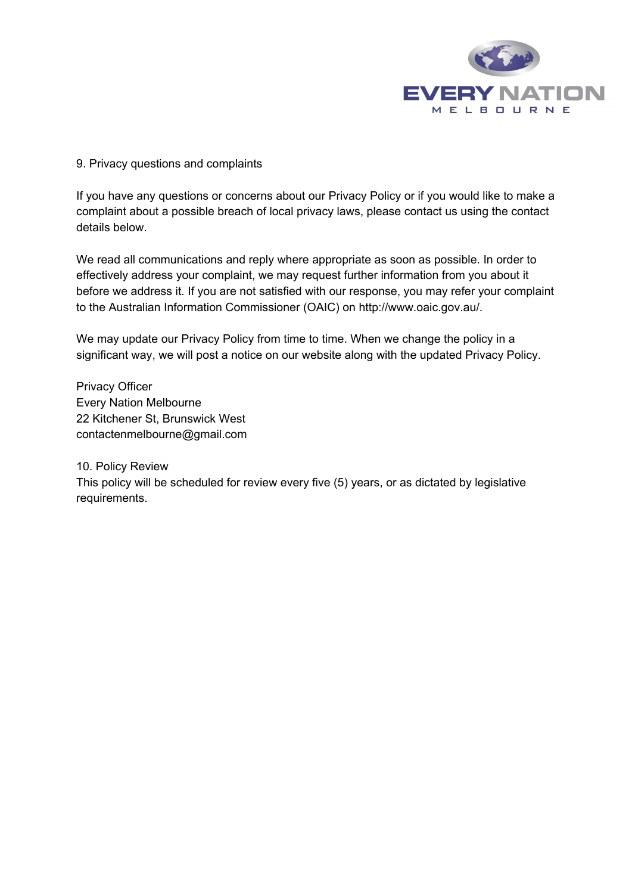## 9. Privacy questions and complaints

If you have any questions or concerns about our Privacy Policy or if you would like to make a complaint about a possible breach of local privacy laws, please contact us using the contact details below.

We read all communications and reply where appropriate as soon as possible. In order to effectively address your complaint, we may request further information from you about it before we address it. If you are not satisfied with our response, you may refer your complaint to the Australian Information Commissioner (OAIC) on http://www.oaic.gov.au/.

We may update our Privacy Policy from time to time. When we change the policy in a significant way, we will post a notice on our website along with the updated Privacy Policy.

Privacy Officer
Every Nation Melbourne
22 Kitchener St, Brunswick West
contactenmelbourne@gmail.com

## 10. Policy Review

This policy will be scheduled for review every five (5) years, or as dictated by legislative requirements.